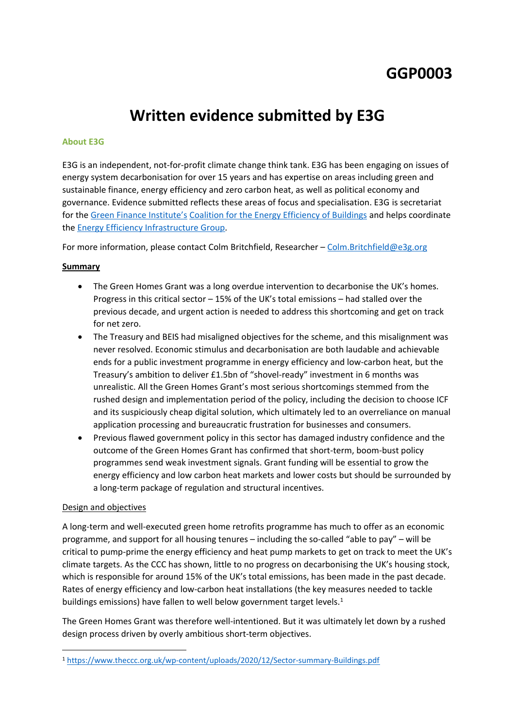# GGP0003

# Written evidence submitted by E3G

### About E3G

E3G is an independent, not-for-profit climate change think tank. E3G has been engaging on issues of energy system decarbonisation for over 15 years and has expertise on areas including green and sustainable finance, energy efficiency and zero carbon heat, as well as political economy and governance. Evidence submitted reflects these areas of focus and specialisation. E3G is secretariat for the Green Finance Institute's Coalition for the Energy Efficiency of Buildings and helps coordinate the Energy Efficiency Infrastructure Group.

For more information, please contact Colm Britchfield, Researcher – Colm.Britchfield@e3g.org

### Summary

- The Green Homes Grant was a long overdue intervention to decarbonise the UK's homes. Progress in this critical sector – 15% of the UK's total emissions – had stalled over the previous decade, and urgent action is needed to address this shortcoming and get on track for net zero.
- The Treasury and BEIS had misaligned objectives for the scheme, and this misalignment was never resolved. Economic stimulus and decarbonisation are both laudable and achievable ends for a public investment programme in energy efficiency and low-carbon heat, but the Treasury's ambition to deliver £1.5bn of "shovel-ready" investment in 6 months was unrealistic. All the Green Homes Grant's most serious shortcomings stemmed from the rushed design and implementation period of the policy, including the decision to choose ICF and its suspiciously cheap digital solution, which ultimately led to an overreliance on manual application processing and bureaucratic frustration for businesses and consumers.
- Previous flawed government policy in this sector has damaged industry confidence and the outcome of the Green Homes Grant has confirmed that short-term, boom-bust policy programmes send weak investment signals. Grant funding will be essential to grow the energy efficiency and low carbon heat markets and lower costs but should be surrounded by a long-term package of regulation and structural incentives.

### Design and objectives

A long-term and well-executed green home retrofits programme has much to offer as an economic programme, and support for all housing tenures – including the so-called "able to pay" – will be critical to pump-prime the energy efficiency and heat pump markets to get on track to meet the UK's climate targets. As the CCC has shown, little to no progress on decarbonising the UK's housing stock, which is responsible for around 15% of the UK's total emissions, has been made in the past decade. Rates of energy efficiency and low-carbon heat installations (the key measures needed to tackle buildings emissions) have fallen to well below government target levels.[1]

The Green Homes Grant was therefore well-intentioned. But it was ultimately let down by a rushed design process driven by overly ambitious short-term objectives.

[1] https://www.theccc.org.uk/wp-content/uploads/2020/12/Sector-summary-Buildings.pdf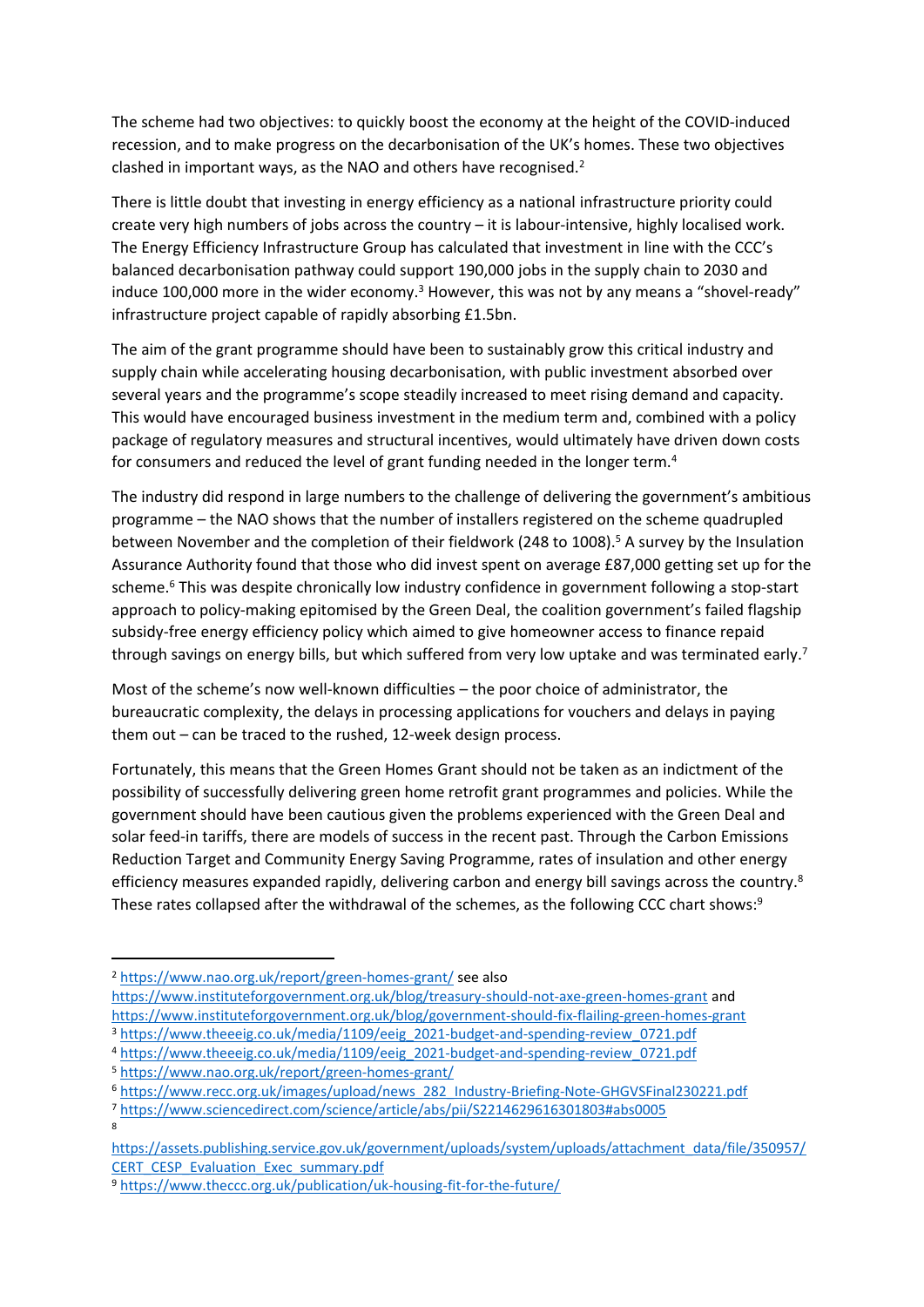The scheme had two objectives: to quickly boost the economy at the height of the COVID-induced recession, and to make progress on the decarbonisation of the UK's homes. These two objectives clashed in important ways, as the NAO and others have recognised.[2]

There is little doubt that investing in energy efficiency as a national infrastructure priority could create very high numbers of jobs across the country – it is labour-intensive, highly localised work. The Energy Efficiency Infrastructure Group has calculated that investment in line with the CCC's balanced decarbonisation pathway could support 190,000 jobs in the supply chain to 2030 and induce 100,000 more in the wider economy.[3] However, this was not by any means a "shovel-ready" infrastructure project capable of rapidly absorbing £1.5bn.

The aim of the grant programme should have been to sustainably grow this critical industry and supply chain while accelerating housing decarbonisation, with public investment absorbed over several years and the programme's scope steadily increased to meet rising demand and capacity. This would have encouraged business investment in the medium term and, combined with a policy package of regulatory measures and structural incentives, would ultimately have driven down costs for consumers and reduced the level of grant funding needed in the longer term.[4]

The industry did respond in large numbers to the challenge of delivering the government's ambitious programme – the NAO shows that the number of installers registered on the scheme quadrupled between November and the completion of their fieldwork (248 to 1008).[5] A survey by the Insulation Assurance Authority found that those who did invest spent on average £87,000 getting set up for the scheme.[6] This was despite chronically low industry confidence in government following a stop-start approach to policy-making epitomised by the Green Deal, the coalition government's failed flagship subsidy-free energy efficiency policy which aimed to give homeowner access to finance repaid through savings on energy bills, but which suffered from very low uptake and was terminated early.[7]

Most of the scheme's now well-known difficulties – the poor choice of administrator, the bureaucratic complexity, the delays in processing applications for vouchers and delays in paying them out – can be traced to the rushed, 12-week design process.

Fortunately, this means that the Green Homes Grant should not be taken as an indictment of the possibility of successfully delivering green home retrofit grant programmes and policies. While the government should have been cautious given the problems experienced with the Green Deal and solar feed-in tariffs, there are models of success in the recent past. Through the Carbon Emissions Reduction Target and Community Energy Saving Programme, rates of insulation and other energy efficiency measures expanded rapidly, delivering carbon and energy bill savings across the country.[8] These rates collapsed after the withdrawal of the schemes, as the following CCC chart shows:[9]

---

[2] https://www.nao.org.uk/report/green-homes-grant/ see also https://www.instituteforgovernment.org.uk/blog/treasury-should-not-axe-green-homes-grant and https://www.instituteforgovernment.org.uk/blog/government-should-fix-flailing-green-homes-grant

[3] https://www.theeeig.co.uk/media/1109/eeig_2021-budget-and-spending-review_0721.pdf

[4] https://www.theeeig.co.uk/media/1109/eeig_2021-budget-and-spending-review_0721.pdf

[5] https://www.nao.org.uk/report/green-homes-grant/

[6] https://www.recc.org.uk/images/upload/news_282_Industry-Briefing-Note-GHGVSFinal230221.pdf

[7] https://www.sciencedirect.com/science/article/abs/pii/S2214629616301803#abs0005

[8] https://assets.publishing.service.gov.uk/government/uploads/system/uploads/attachment_data/file/350957/CERT_CESP_Evaluation_Exec_summary.pdf

[9] https://www.theccc.org.uk/publication/uk-housing-fit-for-the-future/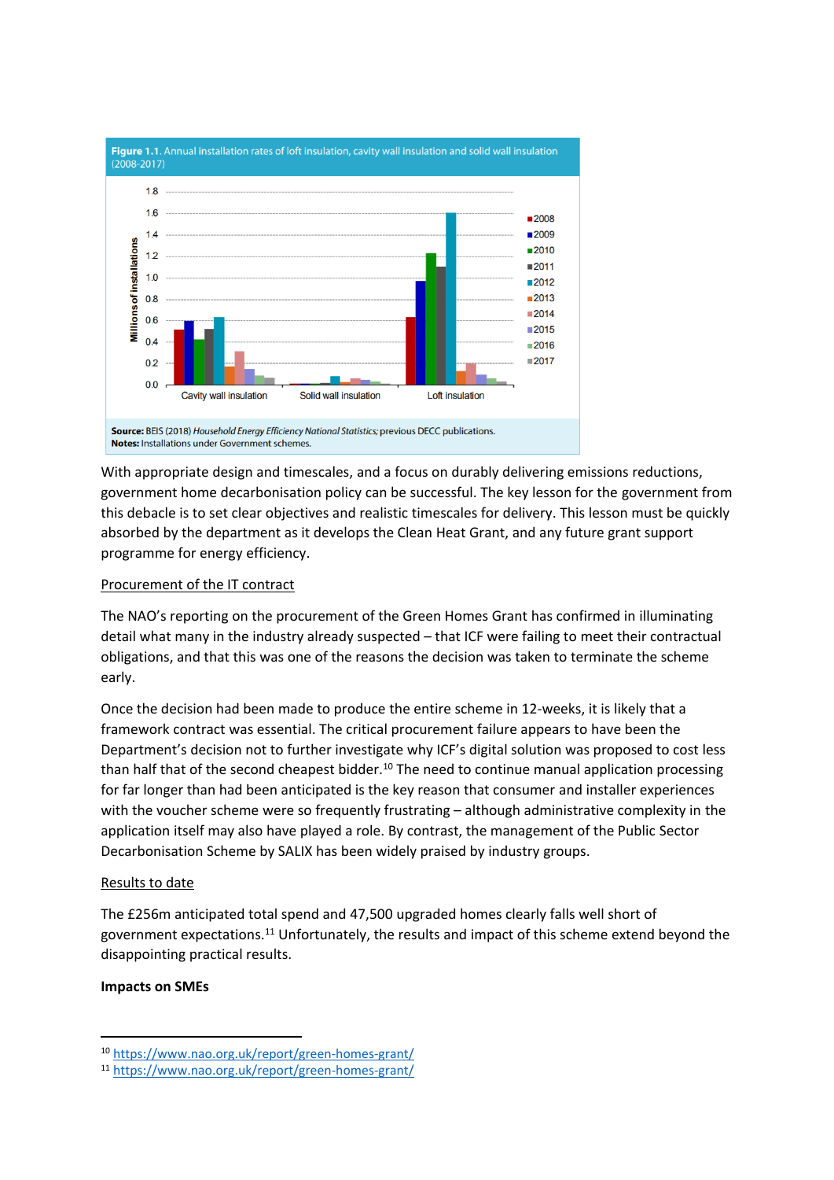**Figure 1.1.** Annual installation rates of loft insulation, cavity wall insulation and solid wall insulation (2008-2017)

**Source:** BEIS (2018) *Household Energy Efficiency National Statistics*; previous DECC publications.
**Notes:** Installations under Government schemes.

With appropriate design and timescales, and a focus on durably delivering emissions reductions, government home decarbonisation policy can be successful. The key lesson for the government from this debacle is to set clear objectives and realistic timescales for delivery. This lesson must be quickly absorbed by the department as it develops the Clean Heat Grant, and any future grant support programme for energy efficiency.

Procurement of the IT contract

The NAO's reporting on the procurement of the Green Homes Grant has confirmed in illuminating detail what many in the industry already suspected – that ICF were failing to meet their contractual obligations, and that this was one of the reasons the decision was taken to terminate the scheme early.

Once the decision had been made to produce the entire scheme in 12-weeks, it is likely that a framework contract was essential. The critical procurement failure appears to have been the Department's decision not to further investigate why ICF's digital solution was proposed to cost less than half that of the second cheapest bidder.[10] The need to continue manual application processing for far longer than had been anticipated is the key reason that consumer and installer experiences with the voucher scheme were so frequently frustrating – although administrative complexity in the application itself may also have played a role. By contrast, the management of the Public Sector Decarbonisation Scheme by SALIX has been widely praised by industry groups.

Results to date

The £256m anticipated total spend and 47,500 upgraded homes clearly falls well short of government expectations.[11] Unfortunately, the results and impact of this scheme extend beyond the disappointing practical results.

**Impacts on SMEs**

[10] https://www.nao.org.uk/report/green-homes-grant/
[11] https://www.nao.org.uk/report/green-homes-grant/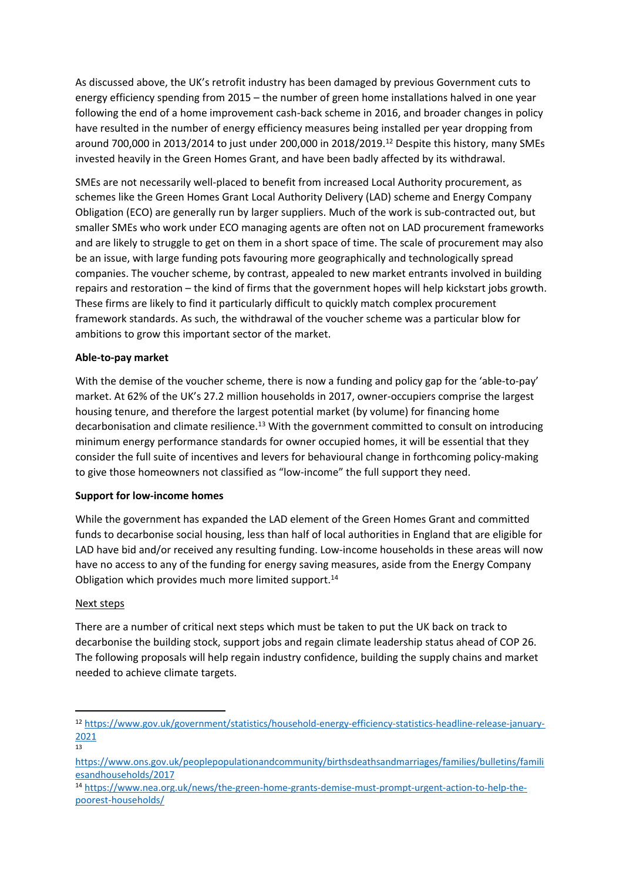As discussed above, the UK's retrofit industry has been damaged by previous Government cuts to energy efficiency spending from 2015 – the number of green home installations halved in one year following the end of a home improvement cash-back scheme in 2016, and broader changes in policy have resulted in the number of energy efficiency measures being installed per year dropping from around 700,000 in 2013/2014 to just under 200,000 in 2018/2019.[12] Despite this history, many SMEs invested heavily in the Green Homes Grant, and have been badly affected by its withdrawal.

SMEs are not necessarily well-placed to benefit from increased Local Authority procurement, as schemes like the Green Homes Grant Local Authority Delivery (LAD) scheme and Energy Company Obligation (ECO) are generally run by larger suppliers. Much of the work is sub-contracted out, but smaller SMEs who work under ECO managing agents are often not on LAD procurement frameworks and are likely to struggle to get on them in a short space of time. The scale of procurement may also be an issue, with large funding pots favouring more geographically and technologically spread companies. The voucher scheme, by contrast, appealed to new market entrants involved in building repairs and restoration – the kind of firms that the government hopes will help kickstart jobs growth. These firms are likely to find it particularly difficult to quickly match complex procurement framework standards. As such, the withdrawal of the voucher scheme was a particular blow for ambitions to grow this important sector of the market.

**Able-to-pay market**

With the demise of the voucher scheme, there is now a funding and policy gap for the 'able-to-pay' market. At 62% of the UK's 27.2 million households in 2017, owner-occupiers comprise the largest housing tenure, and therefore the largest potential market (by volume) for financing home decarbonisation and climate resilience.[13] With the government committed to consult on introducing minimum energy performance standards for owner occupied homes, it will be essential that they consider the full suite of incentives and levers for behavioural change in forthcoming policy-making to give those homeowners not classified as "low-income" the full support they need.

**Support for low-income homes**

While the government has expanded the LAD element of the Green Homes Grant and committed funds to decarbonise social housing, less than half of local authorities in England that are eligible for LAD have bid and/or received any resulting funding. Low-income households in these areas will now have no access to any of the funding for energy saving measures, aside from the Energy Company Obligation which provides much more limited support.[14]

Next steps

There are a number of critical next steps which must be taken to put the UK back on track to decarbonise the building stock, support jobs and regain climate leadership status ahead of COP 26. The following proposals will help regain industry confidence, building the supply chains and market needed to achieve climate targets.

---

[12] https://www.gov.uk/government/statistics/household-energy-efficiency-statistics-headline-release-january-2021

[13] https://www.ons.gov.uk/peoplepopulationandcommunity/birthsdeathsandmarriages/families/bulletins/familiesandhouseholds/2017

[14] https://www.nea.org.uk/news/the-green-home-grants-demise-must-prompt-urgent-action-to-help-the-poorest-households/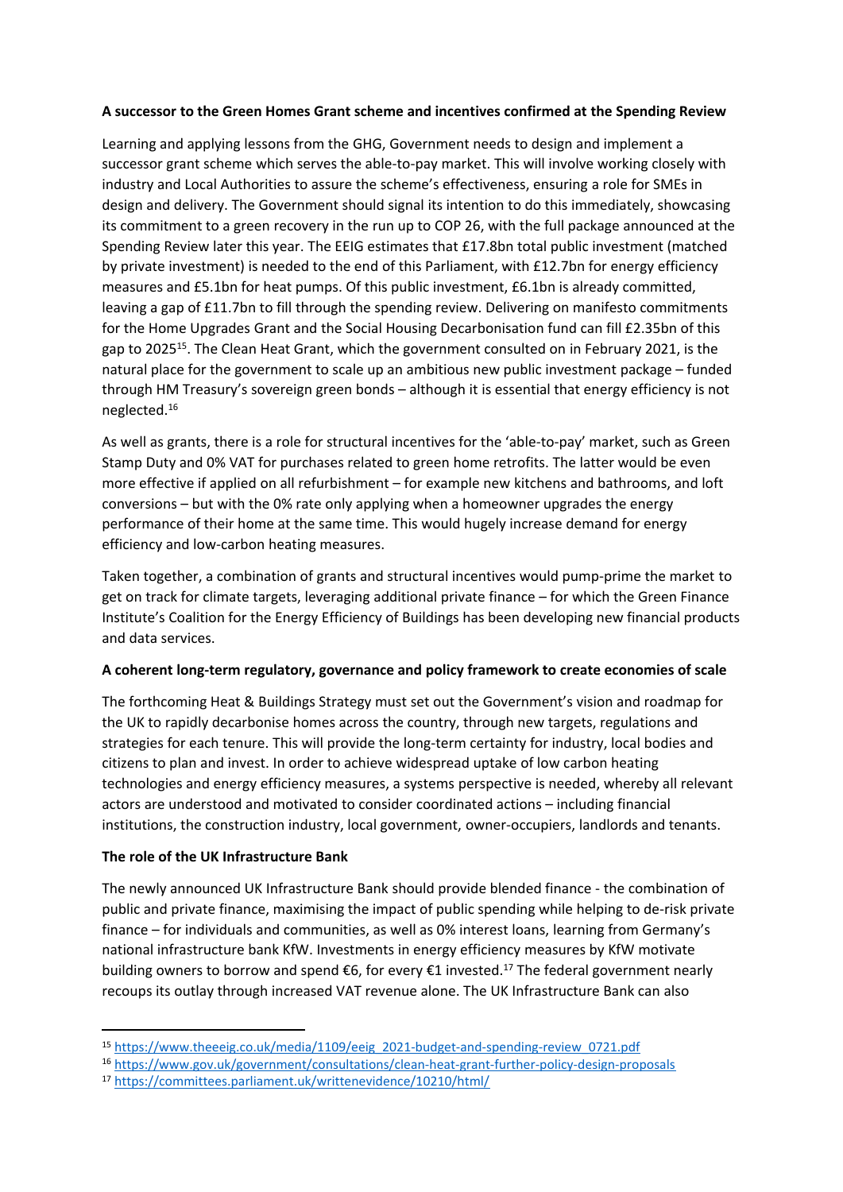**A successor to the Green Homes Grant scheme and incentives confirmed at the Spending Review**

Learning and applying lessons from the GHG, Government needs to design and implement a successor grant scheme which serves the able-to-pay market. This will involve working closely with industry and Local Authorities to assure the scheme's effectiveness, ensuring a role for SMEs in design and delivery. The Government should signal its intention to do this immediately, showcasing its commitment to a green recovery in the run up to COP 26, with the full package announced at the Spending Review later this year. The EEIG estimates that £17.8bn total public investment (matched by private investment) is needed to the end of this Parliament, with £12.7bn for energy efficiency measures and £5.1bn for heat pumps. Of this public investment, £6.1bn is already committed, leaving a gap of £11.7bn to fill through the spending review. Delivering on manifesto commitments for the Home Upgrades Grant and the Social Housing Decarbonisation fund can fill £2.35bn of this gap to 2025[15]. The Clean Heat Grant, which the government consulted on in February 2021, is the natural place for the government to scale up an ambitious new public investment package – funded through HM Treasury's sovereign green bonds – although it is essential that energy efficiency is not neglected.[16]

As well as grants, there is a role for structural incentives for the 'able-to-pay' market, such as Green Stamp Duty and 0% VAT for purchases related to green home retrofits. The latter would be even more effective if applied on all refurbishment – for example new kitchens and bathrooms, and loft conversions – but with the 0% rate only applying when a homeowner upgrades the energy performance of their home at the same time. This would hugely increase demand for energy efficiency and low-carbon heating measures.

Taken together, a combination of grants and structural incentives would pump-prime the market to get on track for climate targets, leveraging additional private finance – for which the Green Finance Institute's Coalition for the Energy Efficiency of Buildings has been developing new financial products and data services.

**A coherent long-term regulatory, governance and policy framework to create economies of scale**

The forthcoming Heat & Buildings Strategy must set out the Government's vision and roadmap for the UK to rapidly decarbonise homes across the country, through new targets, regulations and strategies for each tenure. This will provide the long-term certainty for industry, local bodies and citizens to plan and invest. In order to achieve widespread uptake of low carbon heating technologies and energy efficiency measures, a systems perspective is needed, whereby all relevant actors are understood and motivated to consider coordinated actions – including financial institutions, the construction industry, local government, owner-occupiers, landlords and tenants.

**The role of the UK Infrastructure Bank**

The newly announced UK Infrastructure Bank should provide blended finance - the combination of public and private finance, maximising the impact of public spending while helping to de-risk private finance – for individuals and communities, as well as 0% interest loans, learning from Germany's national infrastructure bank KfW. Investments in energy efficiency measures by KfW motivate building owners to borrow and spend €6, for every €1 invested.[17] The federal government nearly recoups its outlay through increased VAT revenue alone. The UK Infrastructure Bank can also

---

[15] https://www.theeeig.co.uk/media/1109/eeig_2021-budget-and-spending-review_0721.pdf

[16] https://www.gov.uk/government/consultations/clean-heat-grant-further-policy-design-proposals

[17] https://committees.parliament.uk/writtenevidence/10210/html/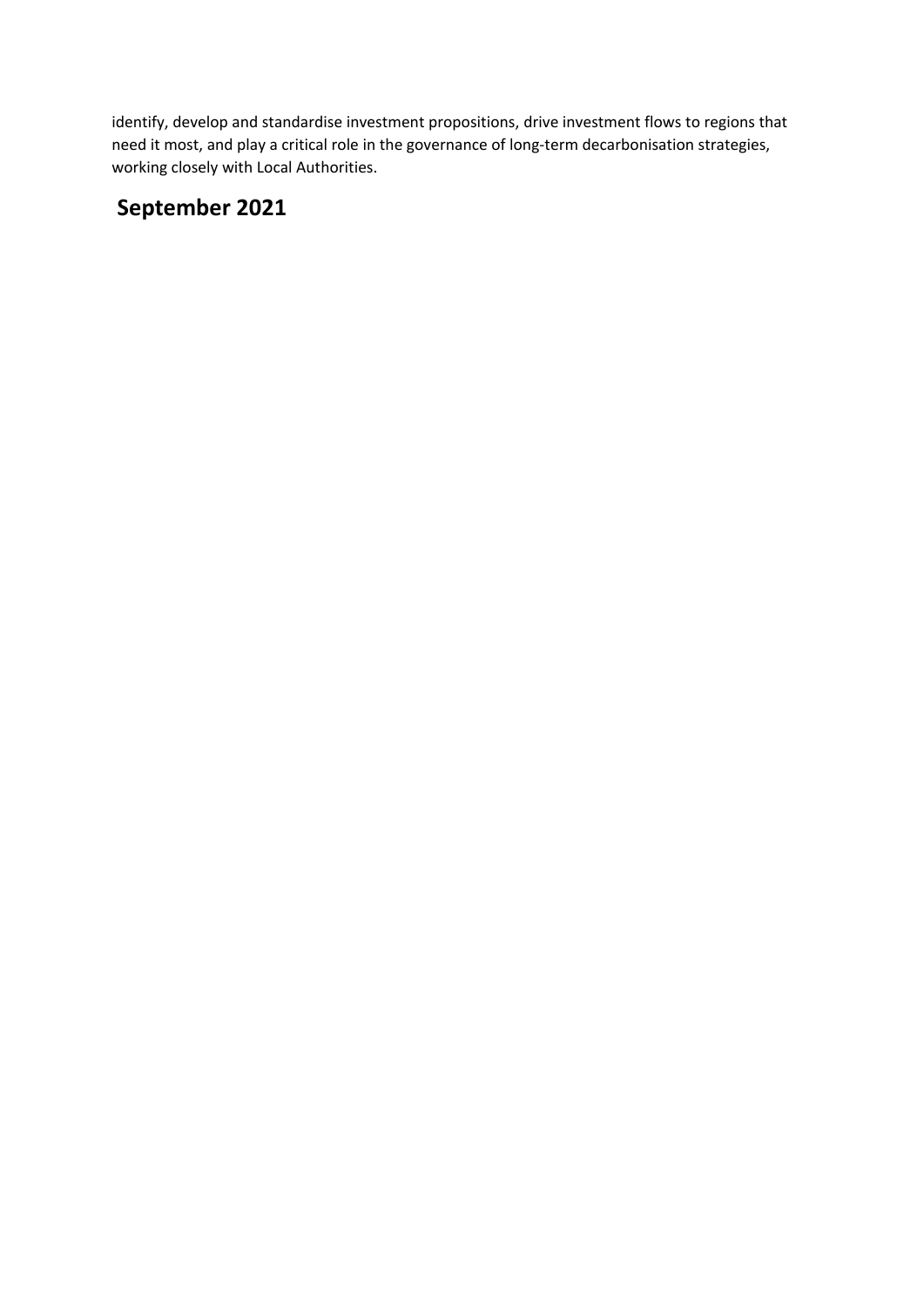identify, develop and standardise investment propositions, drive investment flows to regions that need it most, and play a critical role in the governance of long-term decarbonisation strategies, working closely with Local Authorities.

**September 2021**